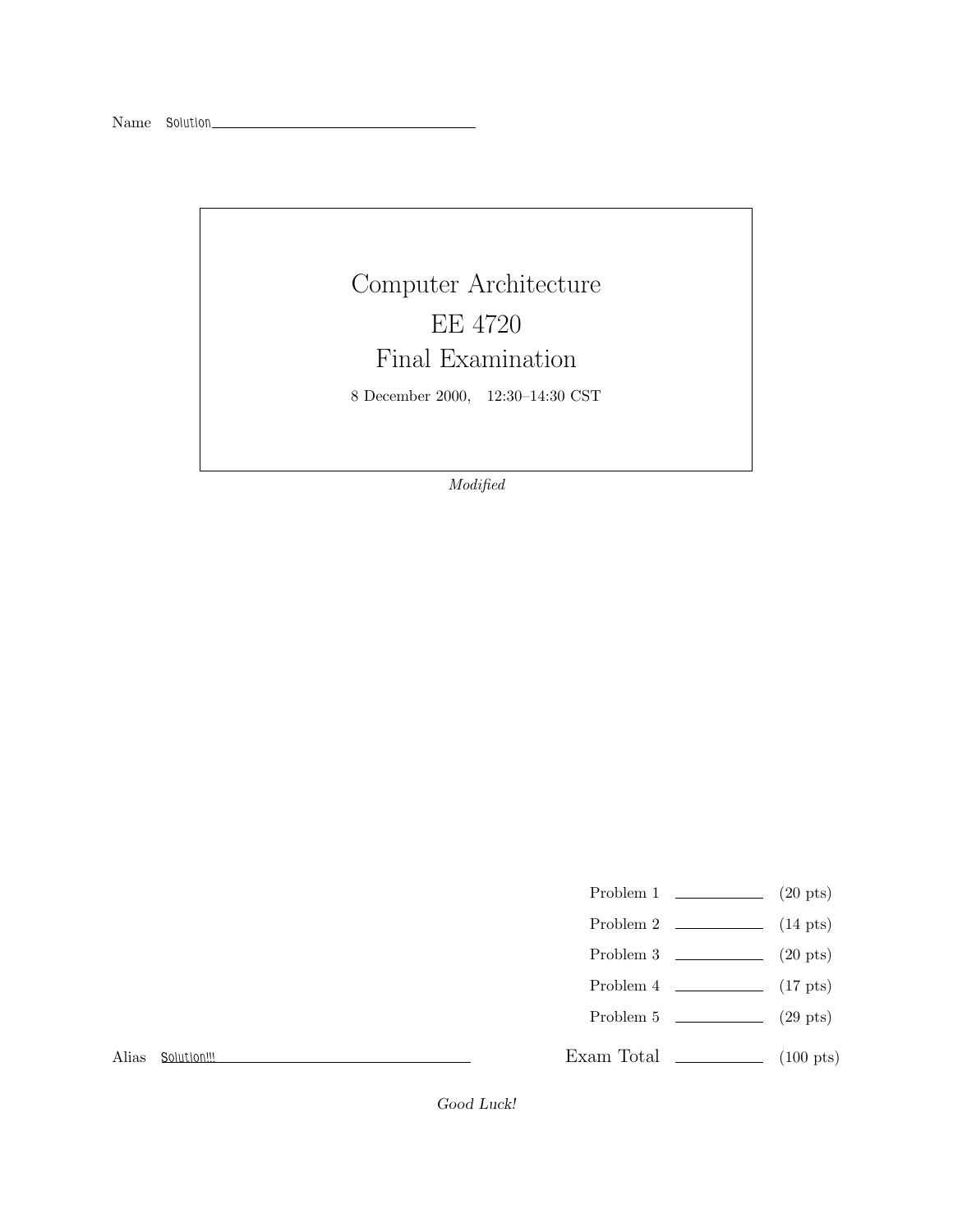Name Solution

# Computer Architecture
# EE 4720
# Final Examination

8 December 2000, 12:30–14:30 CST

*Modified*

| | | |
|---|---|---|
| Problem 1 | | (20 pts) |
| Problem 2 | | (14 pts) |
| Problem 3 | | (20 pts) |
| Problem 4 | | (17 pts) |
| Problem 5 | | (29 pts) |
| Exam Total | | (100 pts) |

Alias Solution!!!

*Good Luck!*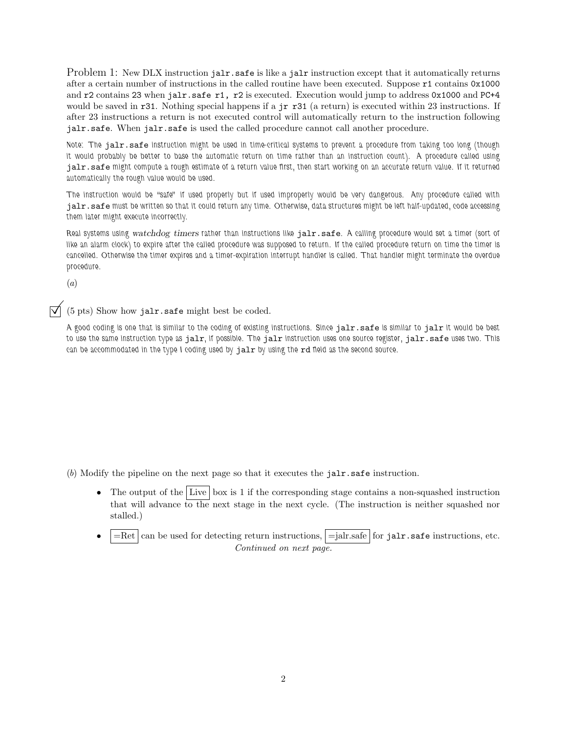Problem 1: New DLX instruction `jalr.safe` is like a `jalr` instruction except that it automatically returns after a certain number of instructions in the called routine have been executed. Suppose `r1` contains `0x1000` and `r2` contains `23` when `jalr.safe r1, r2` is executed. Execution would jump to address `0x1000` and `PC+4` would be saved in `r31`. Nothing special happens if a `jr r31` (a return) is executed within 23 instructions. If after 23 instructions a return is not executed control will automatically return to the instruction following `jalr.safe`. When `jalr.safe` is used the called procedure cannot call another procedure.

Note: The `jalr.safe` instruction might be used in time-critical systems to prevent a procedure from taking too long (though it would probably be better to base the automatic return on time rather than an instruction count). A procedure called using `jalr.safe` might compute a rough estimate of a return value first, then start working on an accurate return value. If it returned automatically the rough value would be used.

The instruction would be "safe" if used properly but if used improperly would be very dangerous. Any procedure called with `jalr.safe` must be written so that it could return any time. Otherwise, data structures might be left half-updated, code accessing them later might execute incorrectly.

Real systems using *watchdog timers* rather than instructions like `jalr.safe`. A calling procedure would set a timer (sort of like an alarm clock) to expire after the called procedure was supposed to return. If the called procedure return on time the timer is cancelled. Otherwise the timer expires and a timer-expiration interrupt handler is called. That handler might terminate the overdue procedure.

(*a*)

☑ (5 pts) Show how `jalr.safe` might best be coded.

A good coding is one that is similar to the coding of existing instructions. Since `jalr.safe` is similar to `jalr` it would be best to use the same instruction type as `jalr`, if possible. The `jalr` instruction uses one source register, `jalr.safe` uses two. This can be accommodated in the type I coding used by `jalr` by using the `rd` field as the second source.

(*b*) Modify the pipeline on the next page so that it executes the `jalr.safe` instruction.

- The output of the Live box is 1 if the corresponding stage contains a non-squashed instruction that will advance to the next stage in the next cycle. (The instruction is neither squashed nor stalled.)
- =Ret can be used for detecting return instructions, =jalr.safe for `jalr.safe` instructions, etc.

*Continued on next page.*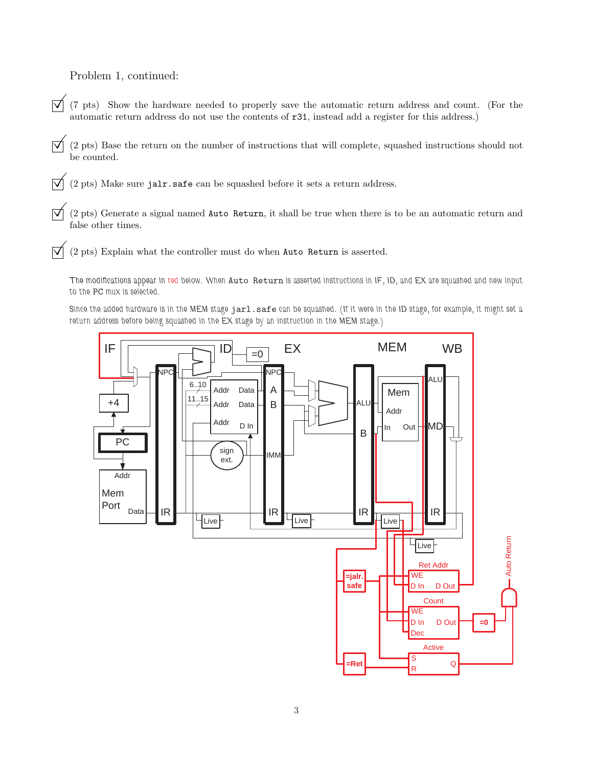Problem 1, continued:

☑ (7 pts) Show the hardware needed to properly save the automatic return address and count. (For the automatic return address do not use the contents of `r31`, instead add a register for this address.)

☑ (2 pts) Base the return on the number of instructions that will complete, squashed instructions should not be counted.

☑ (2 pts) Make sure `jalr.safe` can be squashed before it sets a return address.

☑ (2 pts) Generate a signal named `Auto Return`, it shall be true when there is to be an automatic return and false other times.

☑ (2 pts) Explain what the controller must do when `Auto Return` is asserted.

The modifications appear in red below. When `Auto Return` is asserted instructions in IF, ID, and EX are squashed and new input to the PC mux is selected.

Since the added hardware is in the MEM stage `jarl.safe` can be squashed. (If it were in the ID stage, for example, it might set a return address before being squashed in the EX stage by an instruction in the MEM stage.)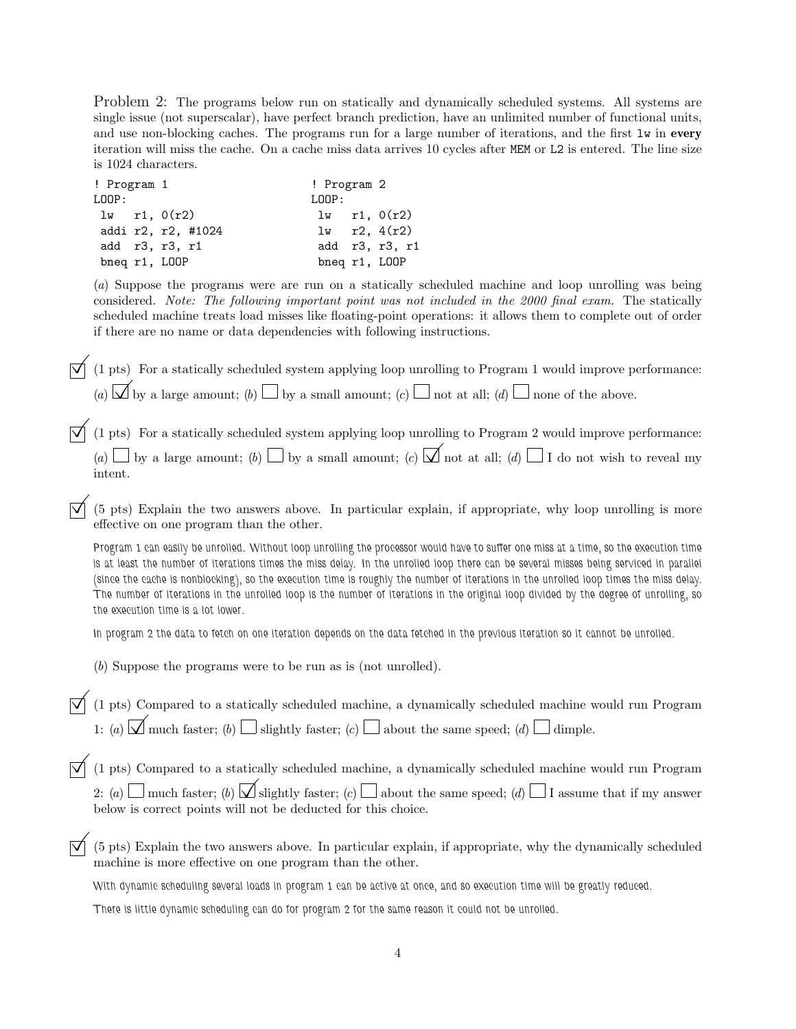Problem 2: The programs below run on statically and dynamically scheduled systems. All systems are single issue (not superscalar), have perfect branch prediction, have an unlimited number of functional units, and use non-blocking caches. The programs run for a large number of iterations, and the first `lw` in **every** iteration will miss the cache. On a cache miss data arrives 10 cycles after `MEM` or `L2` is entered. The line size is 1024 characters.

```
! Program 1
LOOP:
 lw   r1, 0(r2)
 addi r2, r2, #1024
 add  r3, r3, r1
 bneq r1, LOOP
```

```
! Program 2
LOOP:
 lw   r1, 0(r2)
 lw   r2, 4(r2)
 add  r3, r3, r1
 bneq r1, LOOP
```

(*a*) Suppose the programs were are run on a statically scheduled machine and loop unrolling was being considered. *Note: The following important point was not included in the 2000 final exam.* The statically scheduled machine treats load misses like floating-point operations: it allows them to complete out of order if there are no name or data dependencies with following instructions.

☑ (1 pts) For a statically scheduled system applying loop unrolling to Program 1 would improve performance: (*a*) ☑ by a large amount; (*b*) ☐ by a small amount; (*c*) ☐ not at all; (*d*) ☐ none of the above.

☑ (1 pts) For a statically scheduled system applying loop unrolling to Program 2 would improve performance: (*a*) ☐ by a large amount; (*b*) ☐ by a small amount; (*c*) ☑ not at all; (*d*) ☐ I do not wish to reveal my intent.

☑ (5 pts) Explain the two answers above. In particular explain, if appropriate, why loop unrolling is more effective on one program than the other.

Program 1 can easily be unrolled. Without loop unrolling the processor would have to suffer one miss at a time, so the execution time is at least the number of iterations times the miss delay. In the unrolled loop there can be several misses being serviced in parallel (since the cache is nonblocking), so the execution time is roughly the number of iterations in the unrolled loop times the miss delay. The number of iterations in the unrolled loop is the number of iterations in the original loop divided by the degree of unrolling, so the execution time is a lot lower.

In program 2 the data to fetch on one iteration depends on the data fetched in the previous iteration so it cannot be unrolled.

(*b*) Suppose the programs were to be run as is (not unrolled).

☑ (1 pts) Compared to a statically scheduled machine, a dynamically scheduled machine would run Program 1: (*a*) ☑ much faster; (*b*) ☐ slightly faster; (*c*) ☐ about the same speed; (*d*) ☐ dimple.

☑ (1 pts) Compared to a statically scheduled machine, a dynamically scheduled machine would run Program 2: (*a*) ☐ much faster; (*b*) ☑ slightly faster; (*c*) ☐ about the same speed; (*d*) ☐ I assume that if my answer below is correct points will not be deducted for this choice.

☑ (5 pts) Explain the two answers above. In particular explain, if appropriate, why the dynamically scheduled machine is more effective on one program than the other.

With dynamic scheduling several loads in program 1 can be active at once, and so execution time will be greatly reduced.

There is little dynamic scheduling can do for program 2 for the same reason it could not be unrolled.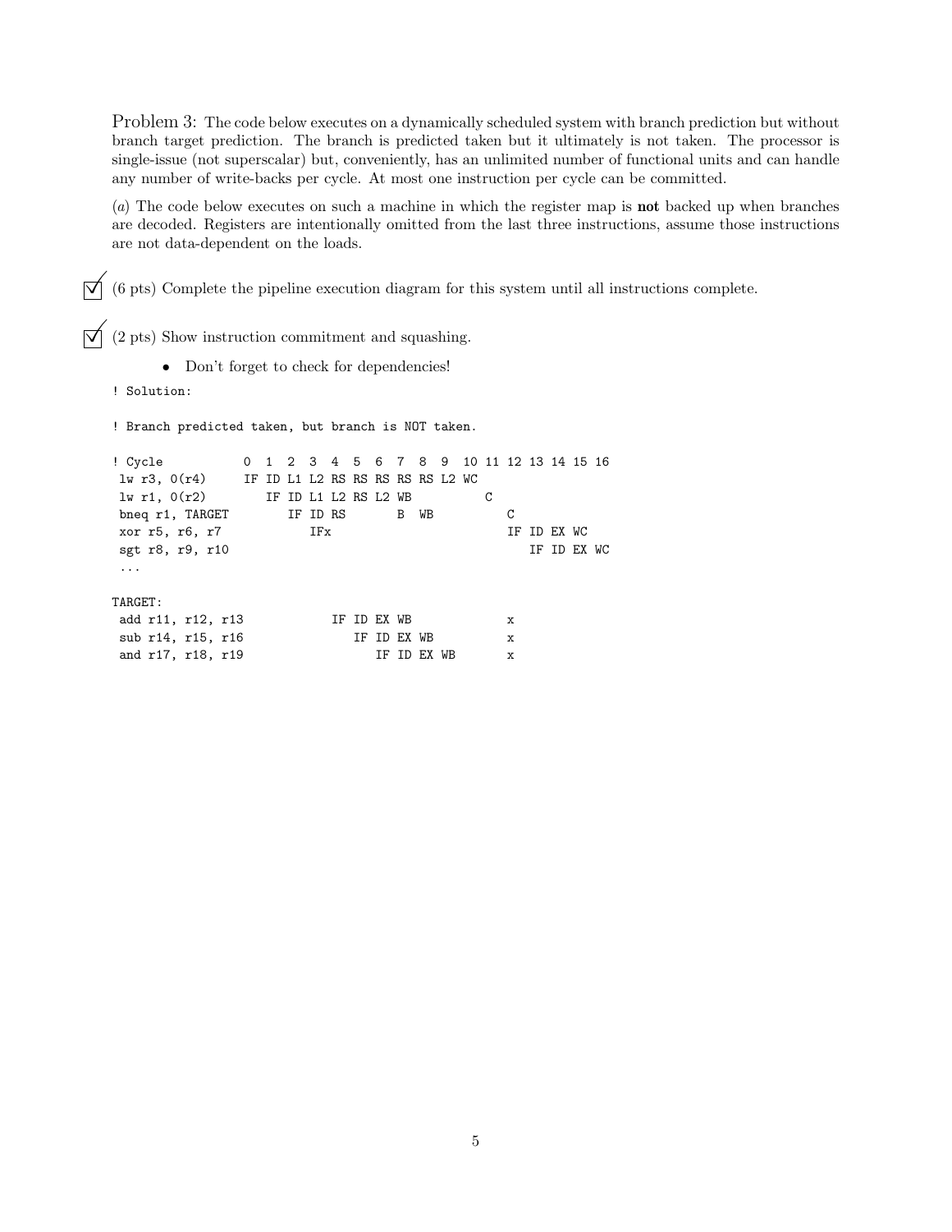Problem 3: The code below executes on a dynamically scheduled system with branch prediction but without branch target prediction. The branch is predicted taken but it ultimately is not taken. The processor is single-issue (not superscalar) but, conveniently, has an unlimited number of functional units and can handle any number of write-backs per cycle. At most one instruction per cycle can be committed.

(*a*) The code below executes on such a machine in which the register map is **not** backed up when branches are decoded. Registers are intentionally omitted from the last three instructions, assume those instructions are not data-dependent on the loads.

☑ (6 pts) Complete the pipeline execution diagram for this system until all instructions complete.

☑ (2 pts) Show instruction commitment and squashing.

- Don't forget to check for dependencies!

```
! Solution:

! Branch predicted taken, but branch is NOT taken.

! Cycle           0  1  2  3  4  5  6  7  8  9  10 11 12 13 14 15 16
 lw r3, 0(r4)     IF ID L1 L2 RS RS RS RS RS L2 WC
 lw r1, 0(r2)        IF ID L1 L2 RS L2 WB          C
 bneq r1, TARGET        IF ID RS       B  WB          C
 xor r5, r6, r7            IFx                        IF ID EX WC
 sgt r8, r9, r10                                         IF ID EX WC
 ...

TARGET:
 add r11, r12, r13            IF ID EX WB             x
 sub r14, r15, r16               IF ID EX WB          x
 and r17, r18, r19                  IF ID EX WB       x
```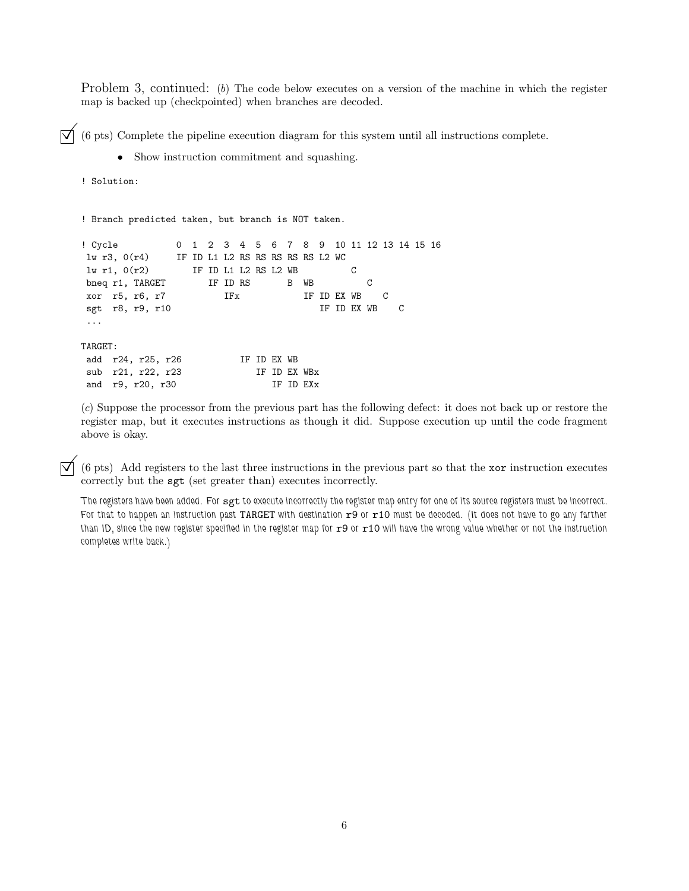Problem 3, continued: (*b*) The code below executes on a version of the machine in which the register map is backed up (checkpointed) when branches are decoded.

☑ (6 pts) Complete the pipeline execution diagram for this system until all instructions complete.

- Show instruction commitment and squashing.

```
! Solution:


! Branch predicted taken, but branch is NOT taken.

! Cycle           0  1  2  3  4  5  6  7  8  9  10 11 12 13 14 15 16
 lw r3, 0(r4)     IF ID L1 L2 RS RS RS RS RS L2 WC
 lw r1, 0(r2)        IF ID L1 L2 RS L2 WB          C
 bneq r1, TARGET        IF ID RS       B  WB          C
 xor  r5, r6, r7           IFx            IF ID EX WB    C
 sgt  r8, r9, r10                            IF ID EX WB    C
 ...

TARGET:
 add  r24, r25, r26           IF ID EX WB
 sub  r21, r22, r23              IF ID EX WBx
 and  r9, r20, r30                  IF ID EXx
```

(*c*) Suppose the processor from the previous part has the following defect: it does not back up or restore the register map, but it executes instructions as though it did. Suppose execution up until the code fragment above is okay.

☑ (6 pts) Add registers to the last three instructions in the previous part so that the `xor` instruction executes correctly but the `sgt` (set greater than) executes incorrectly.

The registers have been added. For `sgt` to execute incorrectly the register map entry for one of its source registers must be incorrect. For that to happen an instruction past `TARGET` with destination `r9` or `r10` must be decoded. (It does not have to go any farther than ID, since the new register specified in the register map for `r9` or `r10` will have the wrong value whether or not the instruction completes write back.)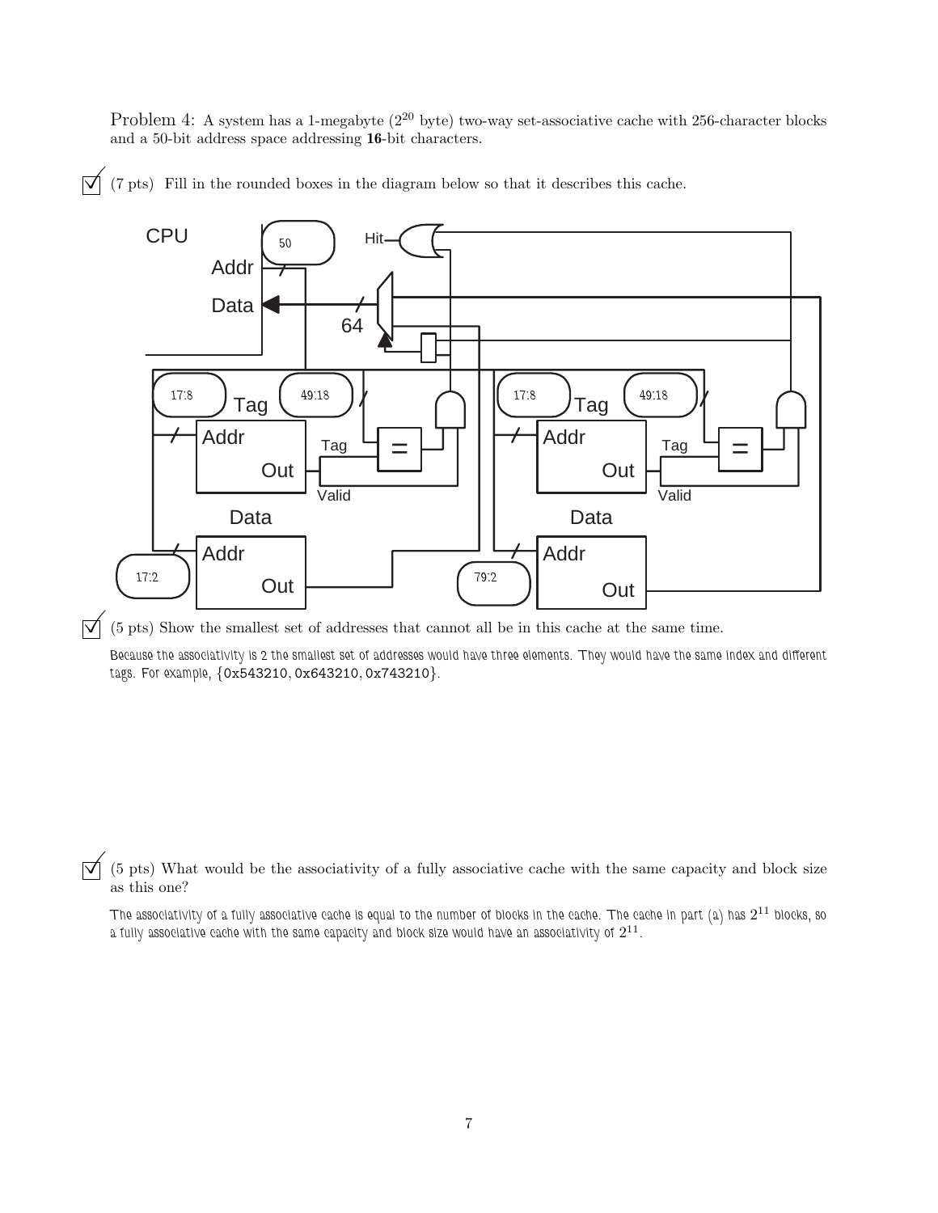Problem 4: A system has a 1-megabyte ($2^{20}$ byte) two-way set-associative cache with 256-character blocks and a 50-bit address space addressing **16**-bit characters.

☑ (7 pts) Fill in the rounded boxes in the diagram below so that it describes this cache.

CPU | Addr: 50 | Data: 64 | Hit

Way 1 — Tag: 17:8, 49:18 | Data: 17:2

Way 2 — Tag: 17:8, 49:18 | Data: 79:2

☑ (5 pts) Show the smallest set of addresses that cannot all be in this cache at the same time.

*Because the associativity is 2 the smallest set of addresses would have three elements. They would have the same index and different tags. For example,* {`0x543210`, `0x643210`, `0x743210`}.

☑ (5 pts) What would be the associativity of a fully associative cache with the same capacity and block size as this one?

*The associativity of a fully associative cache is equal to the number of blocks in the cache. The cache in part (a) has $2^{11}$ blocks, so a fully associative cache with the same capacity and block size would have an associativity of $2^{11}$.*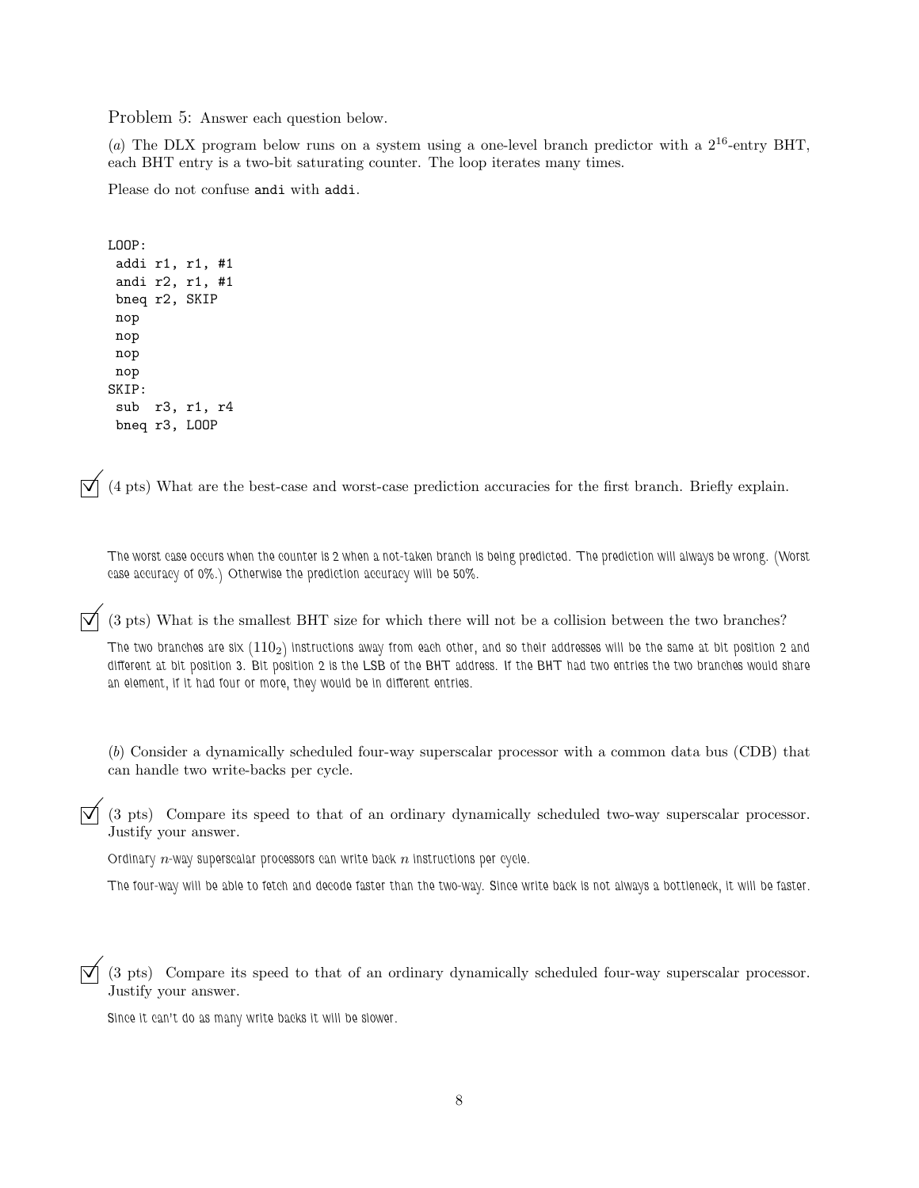Problem 5: Answer each question below.

(*a*) The DLX program below runs on a system using a one-level branch predictor with a $2^{16}$-entry BHT, each BHT entry is a two-bit saturating counter. The loop iterates many times.

Please do not confuse `andi` with `addi`.

```
LOOP:
 addi r1, r1, #1
 andi r2, r1, #1
 bneq r2, SKIP
 nop
 nop
 nop
 nop
SKIP:
 sub  r3, r1, r4
 bneq r3, LOOP
```

☑ (4 pts) What are the best-case and worst-case prediction accuracies for the first branch. Briefly explain.

The worst case occurs when the counter is 2 when a not-taken branch is being predicted. The prediction will always be wrong. (Worst case accuracy of 0%.) Otherwise the prediction accuracy will be 50%.

☑ (3 pts) What is the smallest BHT size for which there will not be a collision between the two branches?

The two branches are six ($110_2$) instructions away from each other, and so their addresses will be the same at bit position 2 and different at bit position 3. Bit position 2 is the LSB of the BHT address. If the BHT had two entries the two branches would share an element, if it had four or more, they would be in different entries.

(*b*) Consider a dynamically scheduled four-way superscalar processor with a common data bus (CDB) that can handle two write-backs per cycle.

☑ (3 pts) Compare its speed to that of an ordinary dynamically scheduled two-way superscalar processor. Justify your answer.

Ordinary $n$-way superscalar processors can write back $n$ instructions per cycle.

The four-way will be able to fetch and decode faster than the two-way. Since write back is not always a bottleneck, it will be faster.

☑ (3 pts) Compare its speed to that of an ordinary dynamically scheduled four-way superscalar processor. Justify your answer.

Since it can't do as many write backs it will be slower.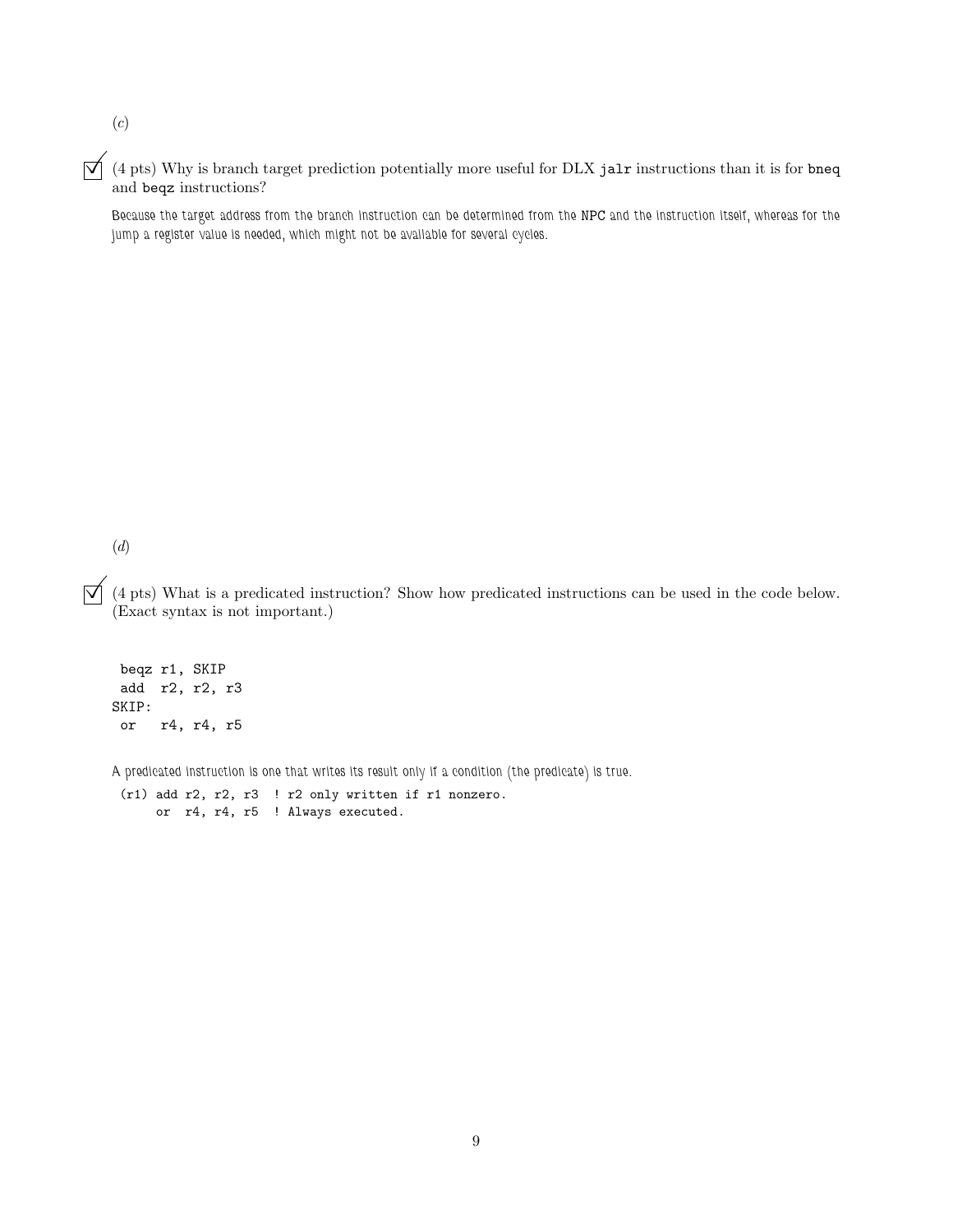(c)

☑ (4 pts) Why is branch target prediction potentially more useful for DLX `jalr` instructions than it is for `bneq` and `beqz` instructions?

*Because the target address from the branch instruction can be determined from the NPC and the instruction itself, whereas for the jump a register value is needed, which might not be available for several cycles.*

(d)

☑ (4 pts) What is a predicated instruction? Show how predicated instructions can be used in the code below. (Exact syntax is not important.)

```
 beqz r1, SKIP
 add  r2, r2, r3
SKIP:
 or   r4, r4, r5
```

*A predicated instruction is one that writes its result only if a condition (the predicate) is true.*

```
 (r1) add r2, r2, r3  ! r2 only written if r1 nonzero.
      or  r4, r4, r5  ! Always executed.
```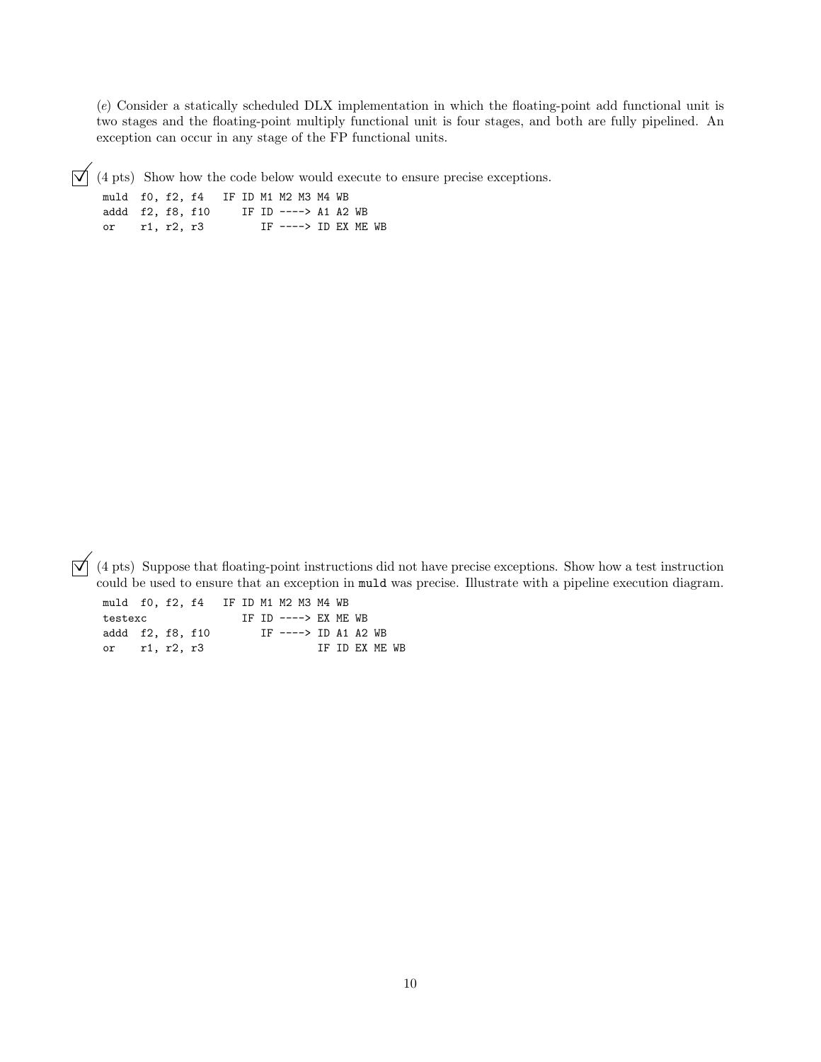(*e*) Consider a statically scheduled DLX implementation in which the floating-point add functional unit is two stages and the floating-point multiply functional unit is four stages, and both are fully pipelined. An exception can occur in any stage of the FP functional units.

☑ (4 pts) Show how the code below would execute to ensure precise exceptions.

```
muld  f0, f2, f4   IF ID M1 M2 M3 M4 WB
addd  f2, f8, f10     IF ID ----> A1 A2 WB
or    r1, r2, r3         IF ----> ID EX ME WB
```

☑ (4 pts) Suppose that floating-point instructions did not have precise exceptions. Show how a test instruction could be used to ensure that an exception in `muld` was precise. Illustrate with a pipeline execution diagram.

```
muld  f0, f2, f4   IF ID M1 M2 M3 M4 WB
testexc               IF ID ----> EX ME WB
addd  f2, f8, f10        IF ----> ID A1 A2 WB
or    r1, r2, r3                  IF ID EX ME WB
```